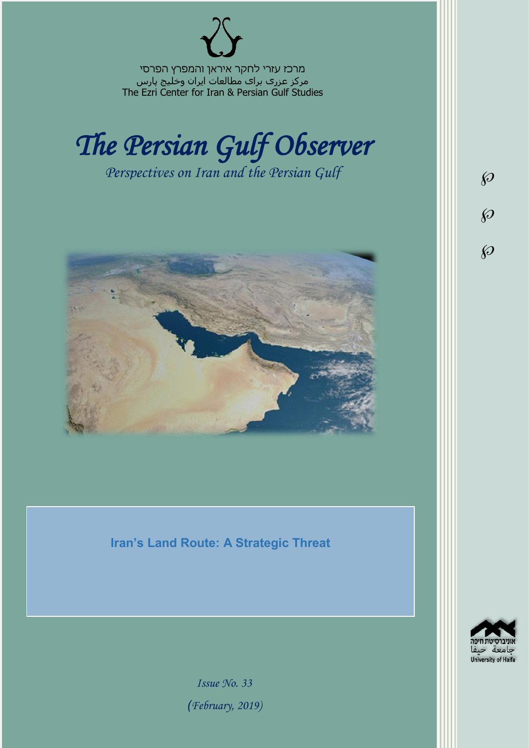מרכז עזרי לחקר איראן והמפרץ הפרסי

مرکز عزری برای مطالعات ایران وخلیج پارس

The Ezri Center for Iran & Persian Gulf Studies

# *The Persian Gulf Observer*

*Perspectives on Iran and the Persian Gulf*

## Iran's Land Route: A Strategic Threat

*Issue No. 33*

*(February, 2019)*

אוניברסיטת חיפה

جامعة حيفا

University of Haifa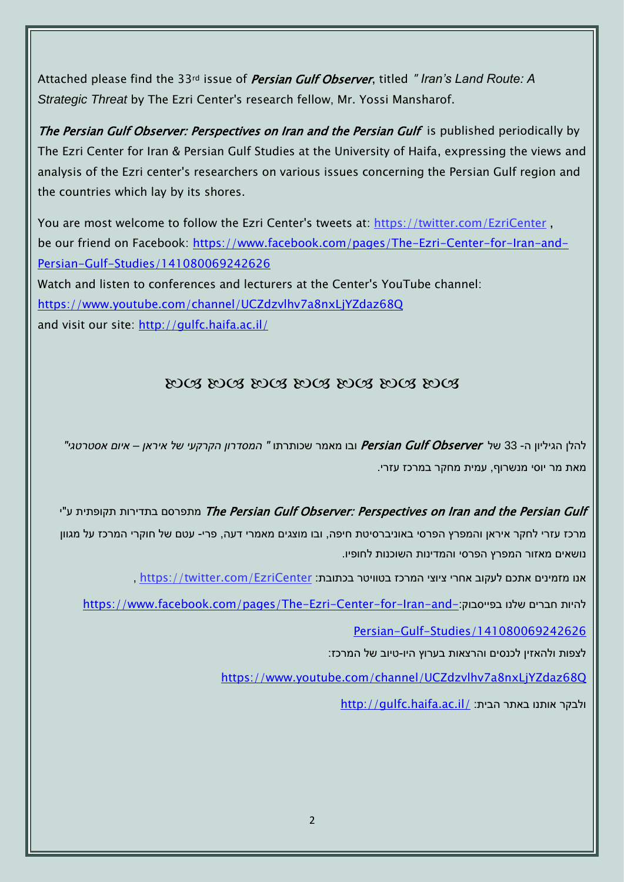Attached please find the 33rd issue of ***Persian Gulf Observer***, titled *" Iran's Land Route: A Strategic Threat* by The Ezri Center's research fellow, Mr. Yossi Mansharof.

***The Persian Gulf Observer: Perspectives on Iran and the Persian Gulf*** is published periodically by The Ezri Center for Iran & Persian Gulf Studies at the University of Haifa, expressing the views and analysis of the Ezri center's researchers on various issues concerning the Persian Gulf region and the countries which lay by its shores.

You are most welcome to follow the Ezri Center's tweets at: https://twitter.com/EzriCenter ,
be our friend on Facebook: https://www.facebook.com/pages/The-Ezri-Center-for-Iran-and-Persian-Gulf-Studies/141080069242626
Watch and listen to conferences and lecturers at the Center's YouTube channel:
https://www.youtube.com/channel/UCZdzvlhv7a8nxLjYZdaz68Q
and visit our site: http://gulfc.haifa.ac.il/

ꕤꕤꕤꕤꕤꕤꕤ

להלן הגיליון ה- 33 של ***Persian Gulf Observer*** ובו מאמר שכותרתו *" המסדרון הקרקעי של איראן – איום אסטרטגי"* מאת מר יוסי מנשרוף, עמית מחקר במרכז עזרי.

***The Persian Gulf Observer: Perspectives on Iran and the Persian Gulf*** מתפרסם בתדירות תקופתית ע"י מרכז עזרי לחקר איראן והמפרץ הפרסי באוניברסיטת חיפה, ובו מוצגים מאמרי דעה, פרי- עטם של חוקרי המרכז על מגוון נושאים מאזור המפרץ הפרסי והמדינות השוכנות לחופיו.

אנו מזמינים אתכם לעקוב אחרי ציוצי המרכז בטוויטר בכתובת: https://twitter.com/EzriCenter ,

להיות חברים שלנו בפייסבוק: https://www.facebook.com/pages/The-Ezri-Center-for-Iran-and-Persian-Gulf-Studies/141080069242626

לצפות ולהאזין לכנסים והרצאות בערוץ היו-טיוב של המרכז:

https://www.youtube.com/channel/UCZdzvlhv7a8nxLjYZdaz68Q

ולבקר אותנו באתר הבית: http://gulfc.haifa.ac.il/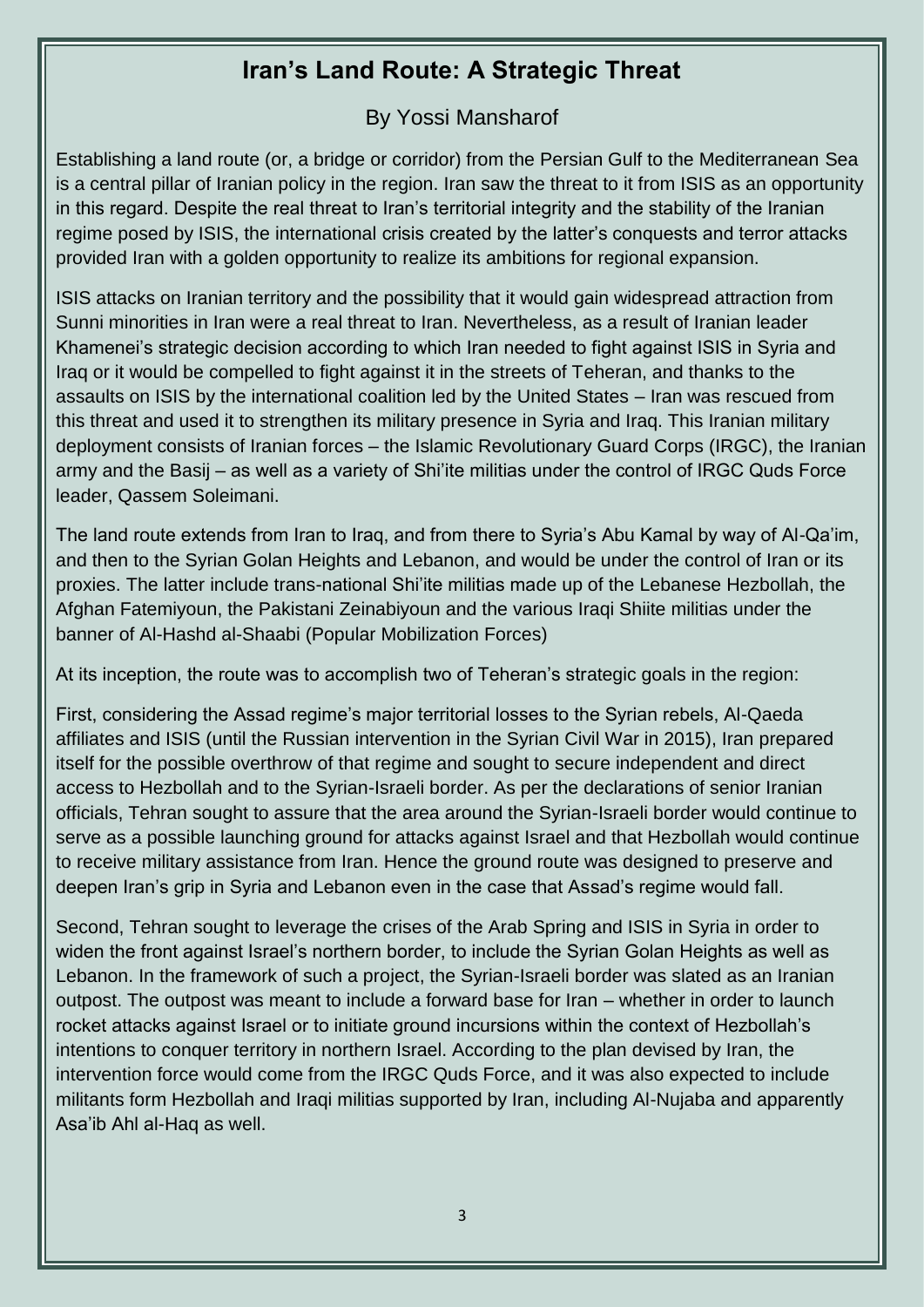# Iran's Land Route: A Strategic Threat

By Yossi Mansharof

Establishing a land route (or, a bridge or corridor) from the Persian Gulf to the Mediterranean Sea is a central pillar of Iranian policy in the region. Iran saw the threat to it from ISIS as an opportunity in this regard. Despite the real threat to Iran's territorial integrity and the stability of the Iranian regime posed by ISIS, the international crisis created by the latter's conquests and terror attacks provided Iran with a golden opportunity to realize its ambitions for regional expansion.

ISIS attacks on Iranian territory and the possibility that it would gain widespread attraction from Sunni minorities in Iran were a real threat to Iran. Nevertheless, as a result of Iranian leader Khamenei's strategic decision according to which Iran needed to fight against ISIS in Syria and Iraq or it would be compelled to fight against it in the streets of Teheran, and thanks to the assaults on ISIS by the international coalition led by the United States – Iran was rescued from this threat and used it to strengthen its military presence in Syria and Iraq. This Iranian military deployment consists of Iranian forces – the Islamic Revolutionary Guard Corps (IRGC), the Iranian army and the Basij – as well as a variety of Shi'ite militias under the control of IRGC Quds Force leader, Qassem Soleimani.

The land route extends from Iran to Iraq, and from there to Syria's Abu Kamal by way of Al-Qa'im, and then to the Syrian Golan Heights and Lebanon, and would be under the control of Iran or its proxies. The latter include trans-national Shi'ite militias made up of the Lebanese Hezbollah, the Afghan Fatemiyoun, the Pakistani Zeinabiyoun and the various Iraqi Shiite militias under the banner of Al-Hashd al-Shaabi (Popular Mobilization Forces)

At its inception, the route was to accomplish two of Teheran's strategic goals in the region:

First, considering the Assad regime's major territorial losses to the Syrian rebels, Al-Qaeda affiliates and ISIS (until the Russian intervention in the Syrian Civil War in 2015), Iran prepared itself for the possible overthrow of that regime and sought to secure independent and direct access to Hezbollah and to the Syrian-Israeli border. As per the declarations of senior Iranian officials, Tehran sought to assure that the area around the Syrian-Israeli border would continue to serve as a possible launching ground for attacks against Israel and that Hezbollah would continue to receive military assistance from Iran. Hence the ground route was designed to preserve and deepen Iran's grip in Syria and Lebanon even in the case that Assad's regime would fall.

Second, Tehran sought to leverage the crises of the Arab Spring and ISIS in Syria in order to widen the front against Israel's northern border, to include the Syrian Golan Heights as well as Lebanon. In the framework of such a project, the Syrian-Israeli border was slated as an Iranian outpost. The outpost was meant to include a forward base for Iran – whether in order to launch rocket attacks against Israel or to initiate ground incursions within the context of Hezbollah's intentions to conquer territory in northern Israel. According to the plan devised by Iran, the intervention force would come from the IRGC Quds Force, and it was also expected to include militants form Hezbollah and Iraqi militias supported by Iran, including Al-Nujaba and apparently Asa'ib Ahl al-Haq as well.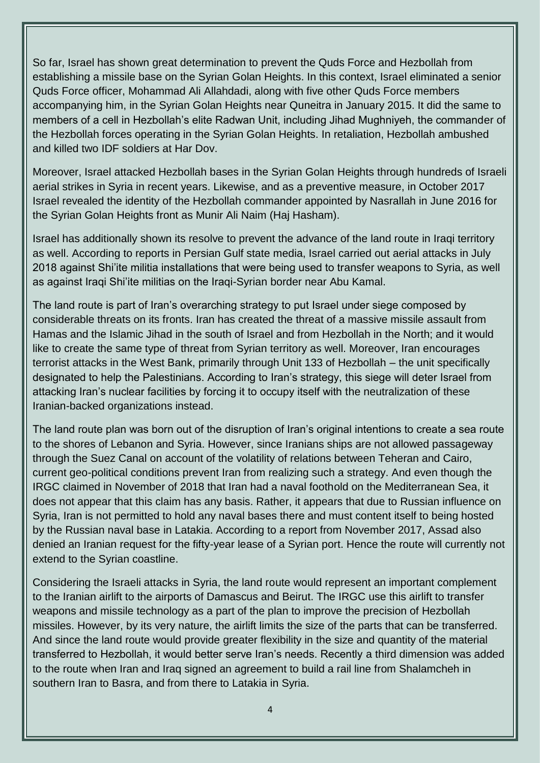So far, Israel has shown great determination to prevent the Quds Force and Hezbollah from establishing a missile base on the Syrian Golan Heights. In this context, Israel eliminated a senior Quds Force officer, Mohammad Ali Allahdadi, along with five other Quds Force members accompanying him, in the Syrian Golan Heights near Quneitra in January 2015. It did the same to members of a cell in Hezbollah's elite Radwan Unit, including Jihad Mughniyeh, the commander of the Hezbollah forces operating in the Syrian Golan Heights. In retaliation, Hezbollah ambushed and killed two IDF soldiers at Har Dov.

Moreover, Israel attacked Hezbollah bases in the Syrian Golan Heights through hundreds of Israeli aerial strikes in Syria in recent years. Likewise, and as a preventive measure, in October 2017 Israel revealed the identity of the Hezbollah commander appointed by Nasrallah in June 2016 for the Syrian Golan Heights front as Munir Ali Naim (Haj Hasham).

Israel has additionally shown its resolve to prevent the advance of the land route in Iraqi territory as well. According to reports in Persian Gulf state media, Israel carried out aerial attacks in July 2018 against Shi'ite militia installations that were being used to transfer weapons to Syria, as well as against Iraqi Shi'ite militias on the Iraqi-Syrian border near Abu Kamal.

The land route is part of Iran's overarching strategy to put Israel under siege composed by considerable threats on its fronts. Iran has created the threat of a massive missile assault from Hamas and the Islamic Jihad in the south of Israel and from Hezbollah in the North; and it would like to create the same type of threat from Syrian territory as well. Moreover, Iran encourages terrorist attacks in the West Bank, primarily through Unit 133 of Hezbollah – the unit specifically designated to help the Palestinians. According to Iran's strategy, this siege will deter Israel from attacking Iran's nuclear facilities by forcing it to occupy itself with the neutralization of these Iranian-backed organizations instead.

The land route plan was born out of the disruption of Iran's original intentions to create a sea route to the shores of Lebanon and Syria. However, since Iranians ships are not allowed passageway through the Suez Canal on account of the volatility of relations between Teheran and Cairo, current geo-political conditions prevent Iran from realizing such a strategy. And even though the IRGC claimed in November of 2018 that Iran had a naval foothold on the Mediterranean Sea, it does not appear that this claim has any basis. Rather, it appears that due to Russian influence on Syria, Iran is not permitted to hold any naval bases there and must content itself to being hosted by the Russian naval base in Latakia. According to a report from November 2017, Assad also denied an Iranian request for the fifty-year lease of a Syrian port. Hence the route will currently not extend to the Syrian coastline.

Considering the Israeli attacks in Syria, the land route would represent an important complement to the Iranian airlift to the airports of Damascus and Beirut. The IRGC use this airlift to transfer weapons and missile technology as a part of the plan to improve the precision of Hezbollah missiles. However, by its very nature, the airlift limits the size of the parts that can be transferred. And since the land route would provide greater flexibility in the size and quantity of the material transferred to Hezbollah, it would better serve Iran's needs. Recently a third dimension was added to the route when Iran and Iraq signed an agreement to build a rail line from Shalamcheh in southern Iran to Basra, and from there to Latakia in Syria.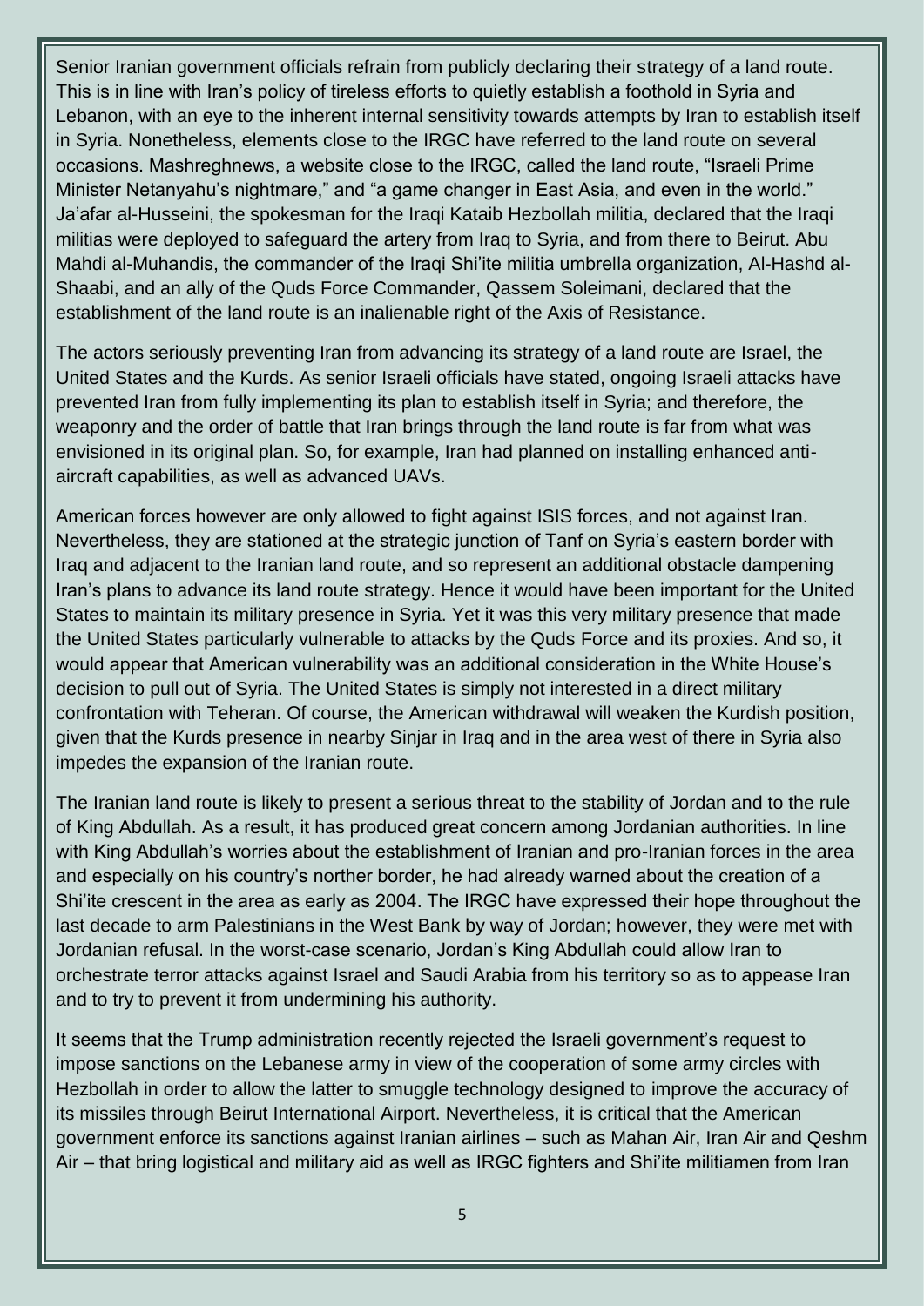Senior Iranian government officials refrain from publicly declaring their strategy of a land route. This is in line with Iran's policy of tireless efforts to quietly establish a foothold in Syria and Lebanon, with an eye to the inherent internal sensitivity towards attempts by Iran to establish itself in Syria. Nonetheless, elements close to the IRGC have referred to the land route on several occasions. Mashreghnews, a website close to the IRGC, called the land route, "Israeli Prime Minister Netanyahu's nightmare," and "a game changer in East Asia, and even in the world." Ja'afar al-Husseini, the spokesman for the Iraqi Kataib Hezbollah militia, declared that the Iraqi militias were deployed to safeguard the artery from Iraq to Syria, and from there to Beirut. Abu Mahdi al-Muhandis, the commander of the Iraqi Shi'ite militia umbrella organization, Al-Hashd al-Shaabi, and an ally of the Quds Force Commander, Qassem Soleimani, declared that the establishment of the land route is an inalienable right of the Axis of Resistance.

The actors seriously preventing Iran from advancing its strategy of a land route are Israel, the United States and the Kurds. As senior Israeli officials have stated, ongoing Israeli attacks have prevented Iran from fully implementing its plan to establish itself in Syria; and therefore, the weaponry and the order of battle that Iran brings through the land route is far from what was envisioned in its original plan. So, for example, Iran had planned on installing enhanced anti-aircraft capabilities, as well as advanced UAVs.

American forces however are only allowed to fight against ISIS forces, and not against Iran. Nevertheless, they are stationed at the strategic junction of Tanf on Syria's eastern border with Iraq and adjacent to the Iranian land route, and so represent an additional obstacle dampening Iran's plans to advance its land route strategy. Hence it would have been important for the United States to maintain its military presence in Syria. Yet it was this very military presence that made the United States particularly vulnerable to attacks by the Quds Force and its proxies. And so, it would appear that American vulnerability was an additional consideration in the White House's decision to pull out of Syria. The United States is simply not interested in a direct military confrontation with Teheran. Of course, the American withdrawal will weaken the Kurdish position, given that the Kurds presence in nearby Sinjar in Iraq and in the area west of there in Syria also impedes the expansion of the Iranian route.

The Iranian land route is likely to present a serious threat to the stability of Jordan and to the rule of King Abdullah. As a result, it has produced great concern among Jordanian authorities. In line with King Abdullah's worries about the establishment of Iranian and pro-Iranian forces in the area and especially on his country's norther border, he had already warned about the creation of a Shi'ite crescent in the area as early as 2004. The IRGC have expressed their hope throughout the last decade to arm Palestinians in the West Bank by way of Jordan; however, they were met with Jordanian refusal. In the worst-case scenario, Jordan's King Abdullah could allow Iran to orchestrate terror attacks against Israel and Saudi Arabia from his territory so as to appease Iran and to try to prevent it from undermining his authority.

It seems that the Trump administration recently rejected the Israeli government's request to impose sanctions on the Lebanese army in view of the cooperation of some army circles with Hezbollah in order to allow the latter to smuggle technology designed to improve the accuracy of its missiles through Beirut International Airport. Nevertheless, it is critical that the American government enforce its sanctions against Iranian airlines – such as Mahan Air, Iran Air and Qeshm Air – that bring logistical and military aid as well as IRGC fighters and Shi'ite militiamen from Iran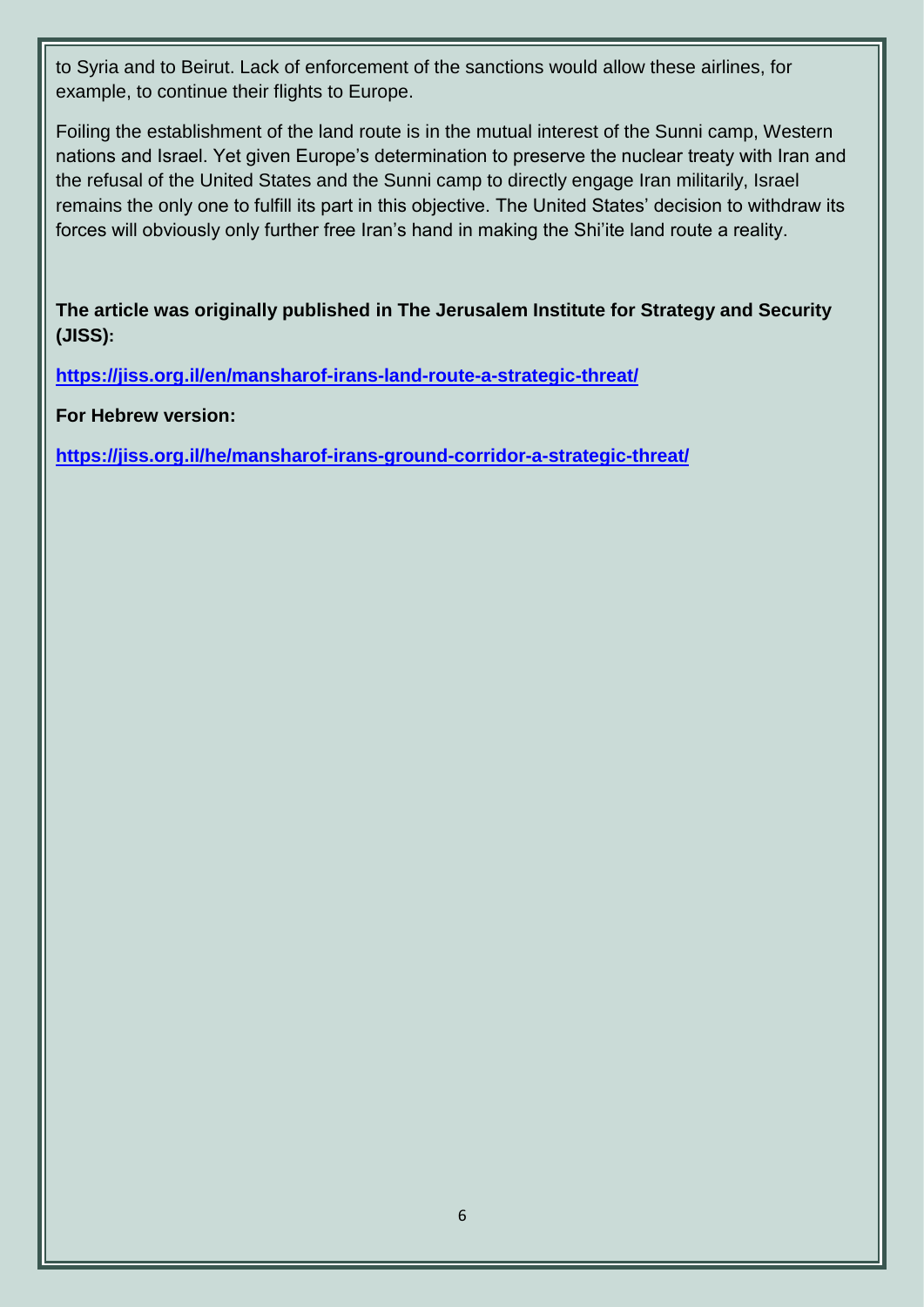to Syria and to Beirut. Lack of enforcement of the sanctions would allow these airlines, for example, to continue their flights to Europe.

Foiling the establishment of the land route is in the mutual interest of the Sunni camp, Western nations and Israel. Yet given Europe's determination to preserve the nuclear treaty with Iran and the refusal of the United States and the Sunni camp to directly engage Iran militarily, Israel remains the only one to fulfill its part in this objective. The United States' decision to withdraw its forces will obviously only further free Iran's hand in making the Shi'ite land route a reality.

**The article was originally published in The Jerusalem Institute for Strategy and Security (JISS):**

**https://jiss.org.il/en/mansharof-irans-land-route-a-strategic-threat/**

**For Hebrew version:**

**https://jiss.org.il/he/mansharof-irans-ground-corridor-a-strategic-threat/**